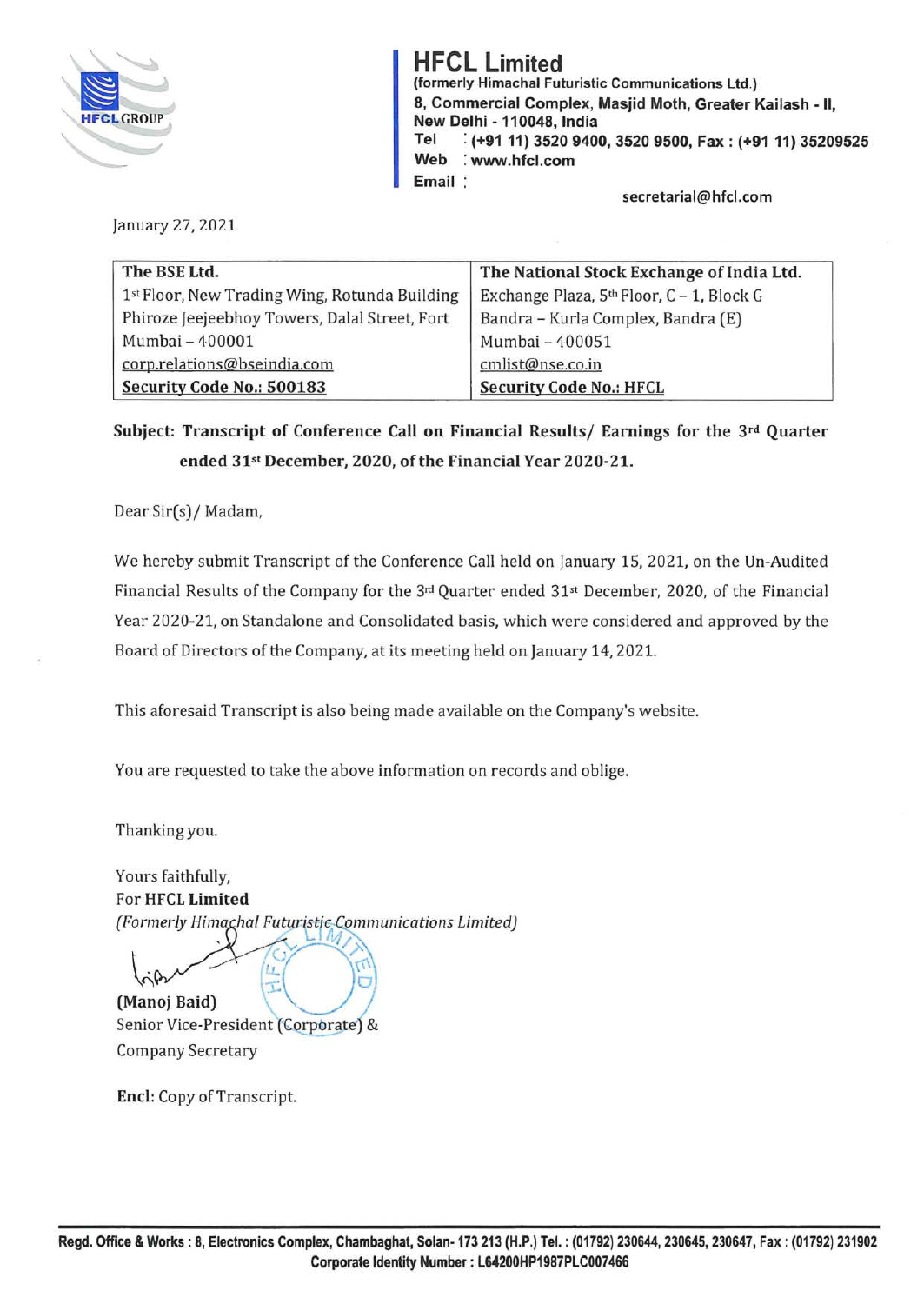# HFCL Limited

**(formerly Himachal Futuristic Communications Ltd.)**
**8, Commercial Complex, Masjid Moth, Greater Kailash - II, New Delhi - 110048, India**
**Tel : (+91 11) 3520 9400, 3520 9500, Fax : (+91 11) 35209525**
**Web : www.hfcl.com**
**Email :** secretarial@hfcl.com

January 27, 2021

| **The BSE Ltd.** | **The National Stock Exchange of India Ltd.** |
|---|---|
| 1st Floor, New Trading Wing, Rotunda Building | Exchange Plaza, 5th Floor, C – 1, Block G |
| Phiroze Jeejeebhoy Towers, Dalal Street, Fort | Bandra – Kurla Complex, Bandra (E) |
| Mumbai – 400001 | Mumbai – 400051 |
| corp.relations@bseindia.com | cmlist@nse.co.in |
| **Security Code No.: 500183** | **Security Code No.: HFCL** |

**Subject: Transcript of Conference Call on Financial Results/ Earnings for the 3rd Quarter ended 31st December, 2020, of the Financial Year 2020-21.**

Dear Sir(s)/ Madam,

We hereby submit Transcript of the Conference Call held on January 15, 2021, on the Un-Audited Financial Results of the Company for the 3rd Quarter ended 31st December, 2020, of the Financial Year 2020-21, on Standalone and Consolidated basis, which were considered and approved by the Board of Directors of the Company, at its meeting held on January 14, 2021.

This aforesaid Transcript is also being made available on the Company's website.

You are requested to take the above information on records and oblige.

Thanking you.

Yours faithfully,
For **HFCL Limited**
*(Formerly Himachal Futuristic Communications Limited)*

**(Manoj Baid)**
Senior Vice-President (Corporate) &
Company Secretary

**Encl:** Copy of Transcript.

**Regd. Office & Works : 8, Electronics Complex, Chambaghat, Solan- 173 213 (H.P.) Tel. : (01792) 230644, 230645, 230647, Fax : (01792) 231902**
**Corporate Identity Number : L64200HP1987PLC007466**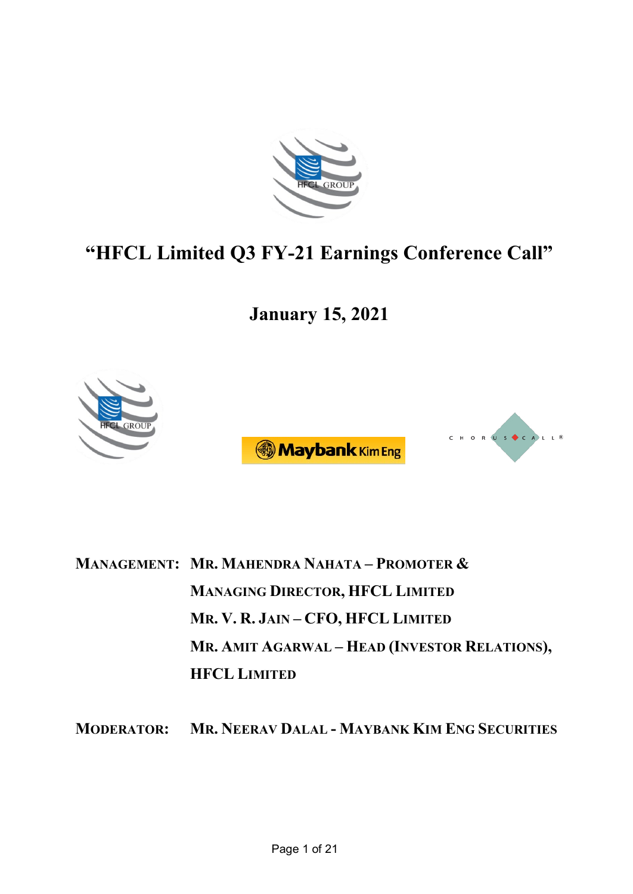# "HFCL Limited Q3 FY-21 Earnings Conference Call"

## January 15, 2021

**MANAGEMENT:** **MR. MAHENDRA NAHATA – PROMOTER & MANAGING DIRECTOR, HFCL LIMITED**
**MR. V. R. JAIN – CFO, HFCL LIMITED**
**MR. AMIT AGARWAL – HEAD (INVESTOR RELATIONS), HFCL LIMITED**

**MODERATOR:** **MR. NEERAV DALAL - MAYBANK KIM ENG SECURITIES**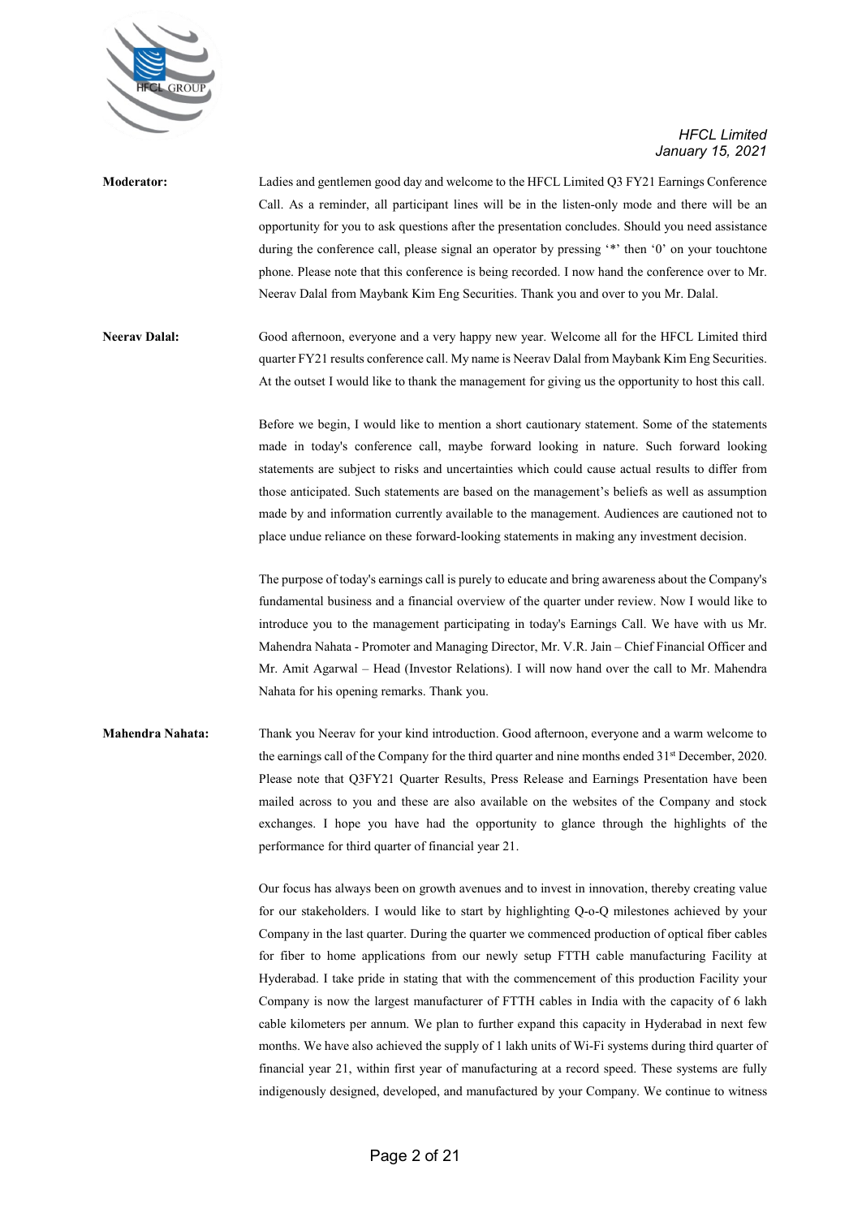**Moderator:** Ladies and gentlemen good day and welcome to the HFCL Limited Q3 FY21 Earnings Conference Call. As a reminder, all participant lines will be in the listen-only mode and there will be an opportunity for you to ask questions after the presentation concludes. Should you need assistance during the conference call, please signal an operator by pressing '*' then '0' on your touchtone phone. Please note that this conference is being recorded. I now hand the conference over to Mr. Neerav Dalal from Maybank Kim Eng Securities. Thank you and over to you Mr. Dalal.

**Neerav Dalal:** Good afternoon, everyone and a very happy new year. Welcome all for the HFCL Limited third quarter FY21 results conference call. My name is Neerav Dalal from Maybank Kim Eng Securities. At the outset I would like to thank the management for giving us the opportunity to host this call.

Before we begin, I would like to mention a short cautionary statement. Some of the statements made in today's conference call, maybe forward looking in nature. Such forward looking statements are subject to risks and uncertainties which could cause actual results to differ from those anticipated. Such statements are based on the management's beliefs as well as assumption made by and information currently available to the management. Audiences are cautioned not to place undue reliance on these forward-looking statements in making any investment decision.

The purpose of today's earnings call is purely to educate and bring awareness about the Company's fundamental business and a financial overview of the quarter under review. Now I would like to introduce you to the management participating in today's Earnings Call. We have with us Mr. Mahendra Nahata - Promoter and Managing Director, Mr. V.R. Jain – Chief Financial Officer and Mr. Amit Agarwal – Head (Investor Relations). I will now hand over the call to Mr. Mahendra Nahata for his opening remarks. Thank you.

**Mahendra Nahata:** Thank you Neerav for your kind introduction. Good afternoon, everyone and a warm welcome to the earnings call of the Company for the third quarter and nine months ended 31st December, 2020. Please note that Q3FY21 Quarter Results, Press Release and Earnings Presentation have been mailed across to you and these are also available on the websites of the Company and stock exchanges. I hope you have had the opportunity to glance through the highlights of the performance for third quarter of financial year 21.

Our focus has always been on growth avenues and to invest in innovation, thereby creating value for our stakeholders. I would like to start by highlighting Q-o-Q milestones achieved by your Company in the last quarter. During the quarter we commenced production of optical fiber cables for fiber to home applications from our newly setup FTTH cable manufacturing Facility at Hyderabad. I take pride in stating that with the commencement of this production Facility your Company is now the largest manufacturer of FTTH cables in India with the capacity of 6 lakh cable kilometers per annum. We plan to further expand this capacity in Hyderabad in next few months. We have also achieved the supply of 1 lakh units of Wi-Fi systems during third quarter of financial year 21, within first year of manufacturing at a record speed. These systems are fully indigenously designed, developed, and manufactured by your Company. We continue to witness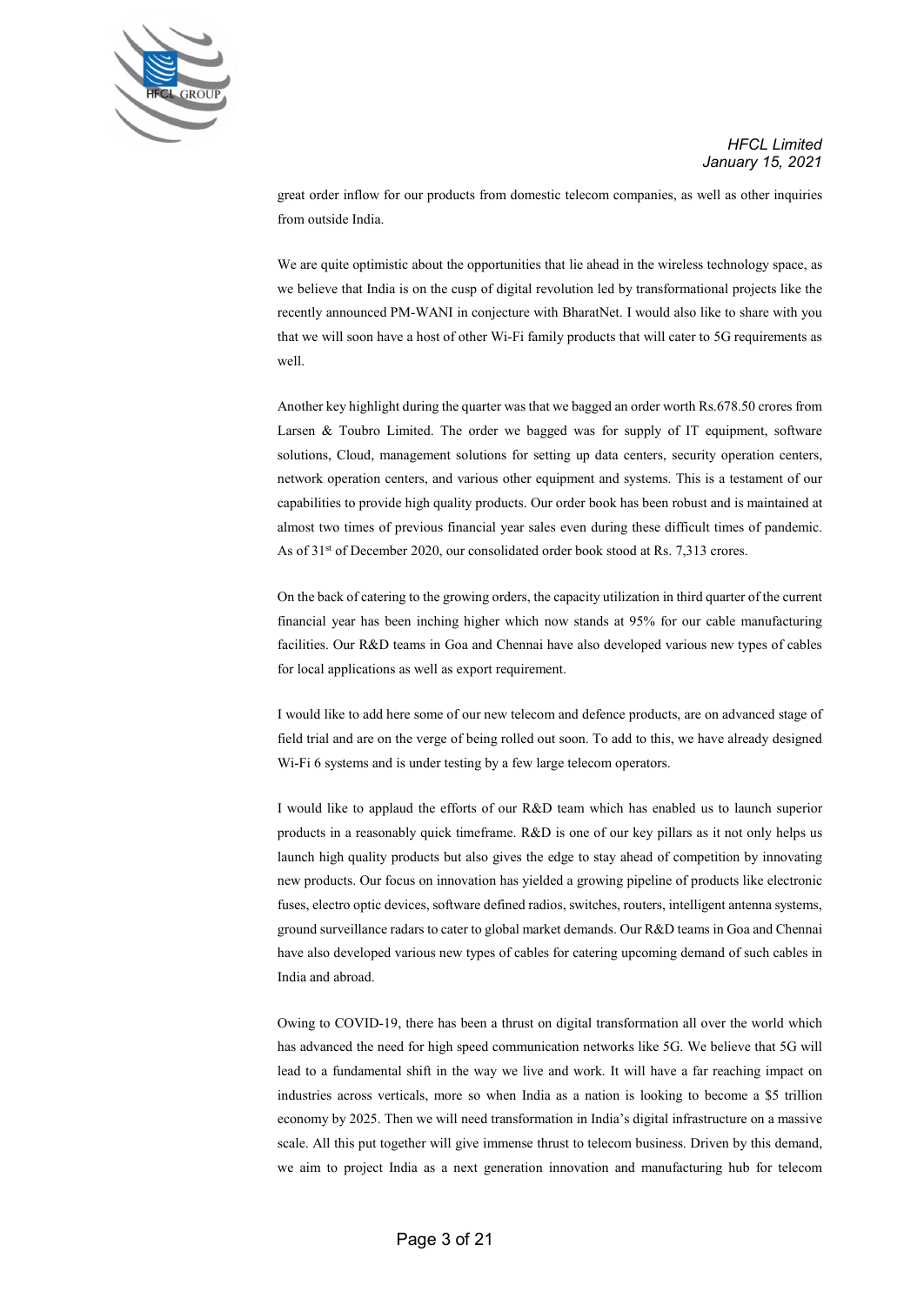great order inflow for our products from domestic telecom companies, as well as other inquiries from outside India.

We are quite optimistic about the opportunities that lie ahead in the wireless technology space, as we believe that India is on the cusp of digital revolution led by transformational projects like the recently announced PM-WANI in conjecture with BharatNet. I would also like to share with you that we will soon have a host of other Wi-Fi family products that will cater to 5G requirements as well.

Another key highlight during the quarter was that we bagged an order worth Rs.678.50 crores from Larsen & Toubro Limited. The order we bagged was for supply of IT equipment, software solutions, Cloud, management solutions for setting up data centers, security operation centers, network operation centers, and various other equipment and systems. This is a testament of our capabilities to provide high quality products. Our order book has been robust and is maintained at almost two times of previous financial year sales even during these difficult times of pandemic. As of 31st of December 2020, our consolidated order book stood at Rs. 7,313 crores.

On the back of catering to the growing orders, the capacity utilization in third quarter of the current financial year has been inching higher which now stands at 95% for our cable manufacturing facilities. Our R&D teams in Goa and Chennai have also developed various new types of cables for local applications as well as export requirement.

I would like to add here some of our new telecom and defence products, are on advanced stage of field trial and are on the verge of being rolled out soon. To add to this, we have already designed Wi-Fi 6 systems and is under testing by a few large telecom operators.

I would like to applaud the efforts of our R&D team which has enabled us to launch superior products in a reasonably quick timeframe. R&D is one of our key pillars as it not only helps us launch high quality products but also gives the edge to stay ahead of competition by innovating new products. Our focus on innovation has yielded a growing pipeline of products like electronic fuses, electro optic devices, software defined radios, switches, routers, intelligent antenna systems, ground surveillance radars to cater to global market demands. Our R&D teams in Goa and Chennai have also developed various new types of cables for catering upcoming demand of such cables in India and abroad.

Owing to COVID-19, there has been a thrust on digital transformation all over the world which has advanced the need for high speed communication networks like 5G. We believe that 5G will lead to a fundamental shift in the way we live and work. It will have a far reaching impact on industries across verticals, more so when India as a nation is looking to become a $5 trillion economy by 2025. Then we will need transformation in India's digital infrastructure on a massive scale. All this put together will give immense thrust to telecom business. Driven by this demand, we aim to project India as a next generation innovation and manufacturing hub for telecom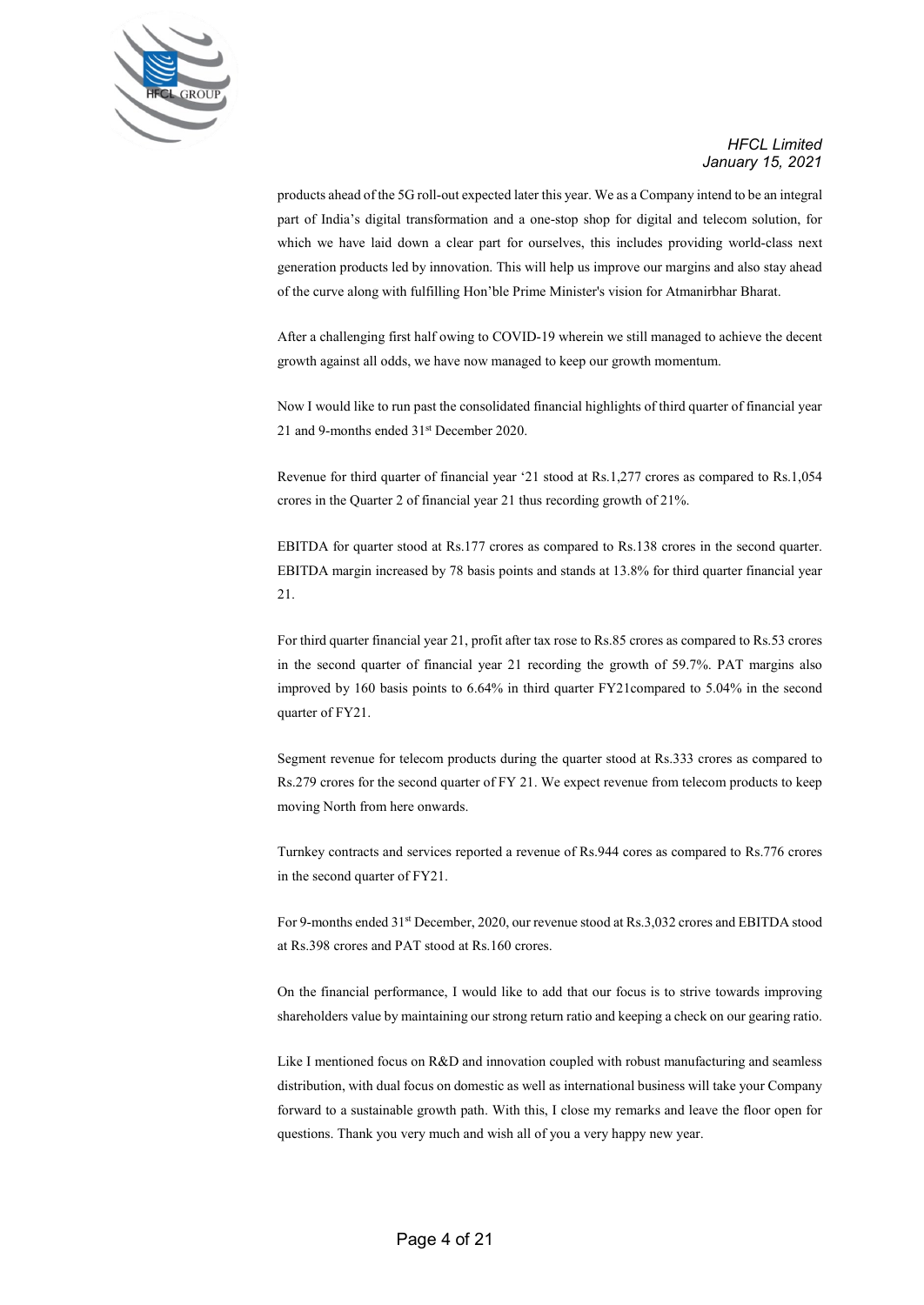products ahead of the 5G roll-out expected later this year. We as a Company intend to be an integral part of India's digital transformation and a one-stop shop for digital and telecom solution, for which we have laid down a clear part for ourselves, this includes providing world-class next generation products led by innovation. This will help us improve our margins and also stay ahead of the curve along with fulfilling Hon'ble Prime Minister's vision for Atmanirbhar Bharat.

After a challenging first half owing to COVID-19 wherein we still managed to achieve the decent growth against all odds, we have now managed to keep our growth momentum.

Now I would like to run past the consolidated financial highlights of third quarter of financial year 21 and 9-months ended 31st December 2020.

Revenue for third quarter of financial year '21 stood at Rs.1,277 crores as compared to Rs.1,054 crores in the Quarter 2 of financial year 21 thus recording growth of 21%.

EBITDA for quarter stood at Rs.177 crores as compared to Rs.138 crores in the second quarter. EBITDA margin increased by 78 basis points and stands at 13.8% for third quarter financial year 21.

For third quarter financial year 21, profit after tax rose to Rs.85 crores as compared to Rs.53 crores in the second quarter of financial year 21 recording the growth of 59.7%. PAT margins also improved by 160 basis points to 6.64% in third quarter FY21compared to 5.04% in the second quarter of FY21.

Segment revenue for telecom products during the quarter stood at Rs.333 crores as compared to Rs.279 crores for the second quarter of FY 21. We expect revenue from telecom products to keep moving North from here onwards.

Turnkey contracts and services reported a revenue of Rs.944 cores as compared to Rs.776 crores in the second quarter of FY21.

For 9-months ended 31st December, 2020, our revenue stood at Rs.3,032 crores and EBITDA stood at Rs.398 crores and PAT stood at Rs.160 crores.

On the financial performance, I would like to add that our focus is to strive towards improving shareholders value by maintaining our strong return ratio and keeping a check on our gearing ratio.

Like I mentioned focus on R&D and innovation coupled with robust manufacturing and seamless distribution, with dual focus on domestic as well as international business will take your Company forward to a sustainable growth path. With this, I close my remarks and leave the floor open for questions. Thank you very much and wish all of you a very happy new year.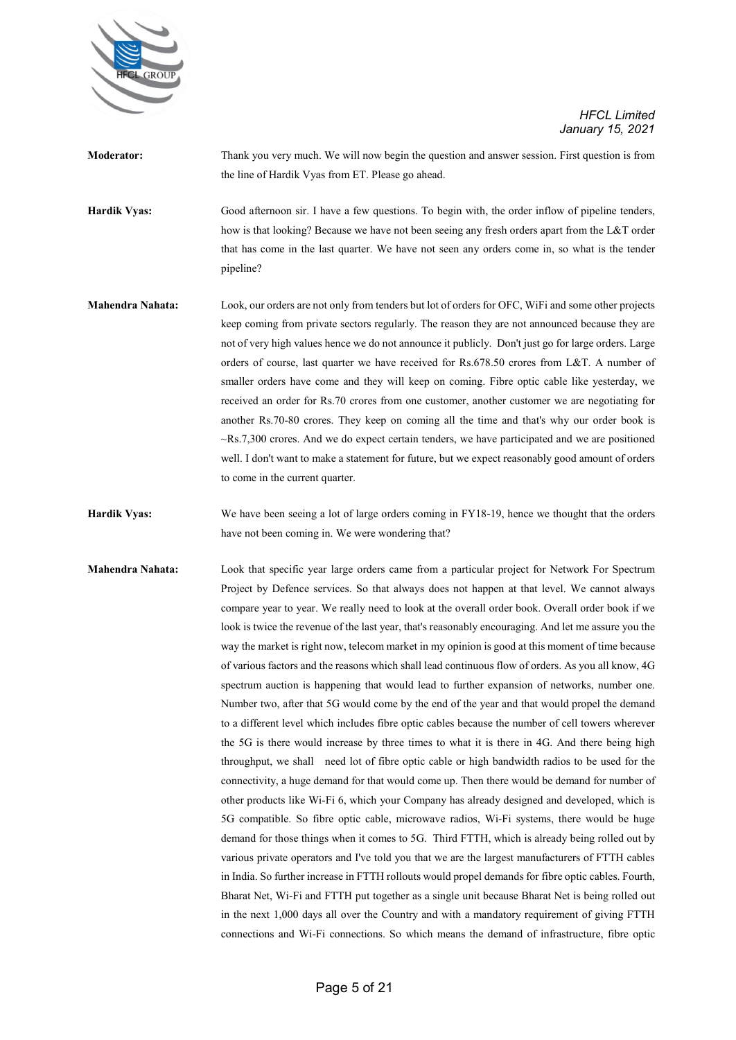**Moderator:** Thank you very much. We will now begin the question and answer session. First question is from the line of Hardik Vyas from ET. Please go ahead.

**Hardik Vyas:** Good afternoon sir. I have a few questions. To begin with, the order inflow of pipeline tenders, how is that looking? Because we have not been seeing any fresh orders apart from the L&T order that has come in the last quarter. We have not seen any orders come in, so what is the tender pipeline?

**Mahendra Nahata:** Look, our orders are not only from tenders but lot of orders for OFC, WiFi and some other projects keep coming from private sectors regularly. The reason they are not announced because they are not of very high values hence we do not announce it publicly. Don't just go for large orders. Large orders of course, last quarter we have received for Rs.678.50 crores from L&T. A number of smaller orders have come and they will keep on coming. Fibre optic cable like yesterday, we received an order for Rs.70 crores from one customer, another customer we are negotiating for another Rs.70-80 crores. They keep on coming all the time and that's why our order book is ~Rs.7,300 crores. And we do expect certain tenders, we have participated and we are positioned well. I don't want to make a statement for future, but we expect reasonably good amount of orders to come in the current quarter.

**Hardik Vyas:** We have been seeing a lot of large orders coming in FY18-19, hence we thought that the orders have not been coming in. We were wondering that?

**Mahendra Nahata:** Look that specific year large orders came from a particular project for Network For Spectrum Project by Defence services. So that always does not happen at that level. We cannot always compare year to year. We really need to look at the overall order book. Overall order book if we look is twice the revenue of the last year, that's reasonably encouraging. And let me assure you the way the market is right now, telecom market in my opinion is good at this moment of time because of various factors and the reasons which shall lead continuous flow of orders. As you all know, 4G spectrum auction is happening that would lead to further expansion of networks, number one. Number two, after that 5G would come by the end of the year and that would propel the demand to a different level which includes fibre optic cables because the number of cell towers wherever the 5G is there would increase by three times to what it is there in 4G. And there being high throughput, we shall need lot of fibre optic cable or high bandwidth radios to be used for the connectivity, a huge demand for that would come up. Then there would be demand for number of other products like Wi-Fi 6, which your Company has already designed and developed, which is 5G compatible. So fibre optic cable, microwave radios, Wi-Fi systems, there would be huge demand for those things when it comes to 5G. Third FTTH, which is already being rolled out by various private operators and I've told you that we are the largest manufacturers of FTTH cables in India. So further increase in FTTH rollouts would propel demands for fibre optic cables. Fourth, Bharat Net, Wi-Fi and FTTH put together as a single unit because Bharat Net is being rolled out in the next 1,000 days all over the Country and with a mandatory requirement of giving FTTH connections and Wi-Fi connections. So which means the demand of infrastructure, fibre optic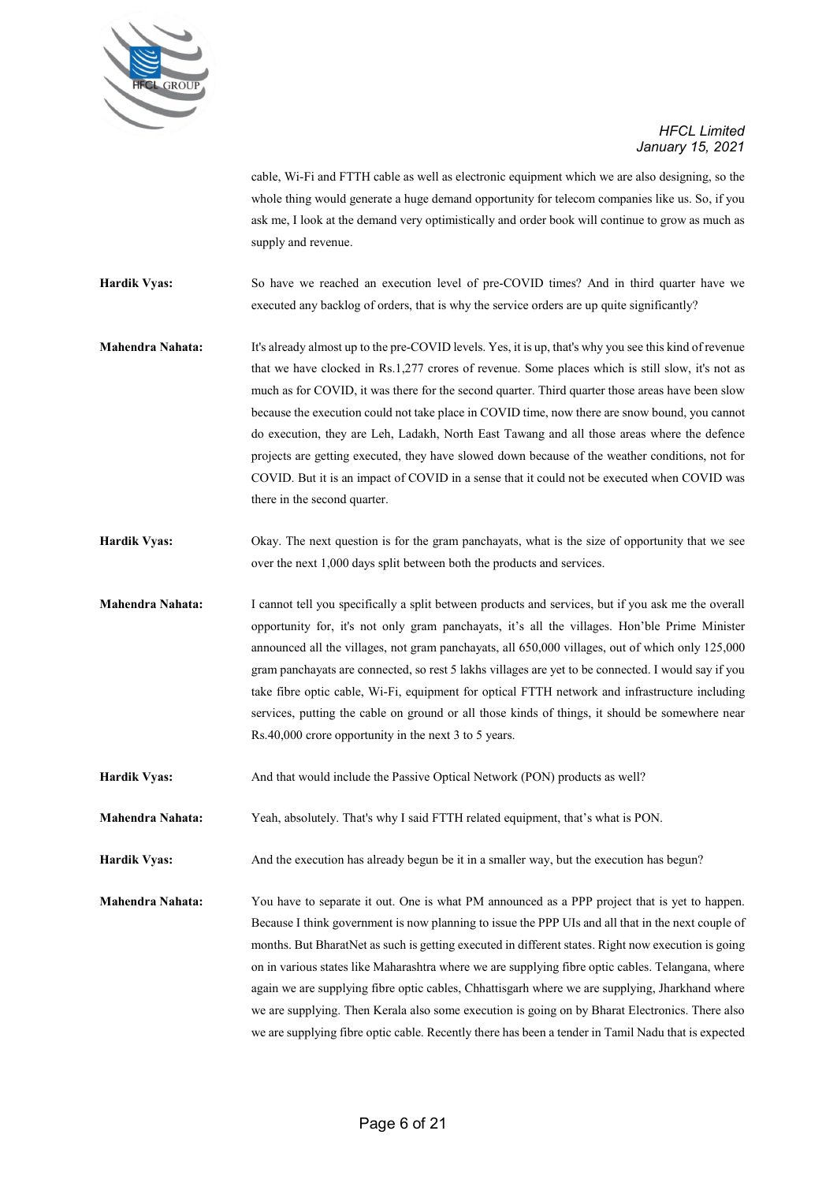cable, Wi-Fi and FTTH cable as well as electronic equipment which we are also designing, so the whole thing would generate a huge demand opportunity for telecom companies like us. So, if you ask me, I look at the demand very optimistically and order book will continue to grow as much as supply and revenue.

**Hardik Vyas:** So have we reached an execution level of pre-COVID times? And in third quarter have we executed any backlog of orders, that is why the service orders are up quite significantly?

**Mahendra Nahata:** It's already almost up to the pre-COVID levels. Yes, it is up, that's why you see this kind of revenue that we have clocked in Rs.1,277 crores of revenue. Some places which is still slow, it's not as much as for COVID, it was there for the second quarter. Third quarter those areas have been slow because the execution could not take place in COVID time, now there are snow bound, you cannot do execution, they are Leh, Ladakh, North East Tawang and all those areas where the defence projects are getting executed, they have slowed down because of the weather conditions, not for COVID. But it is an impact of COVID in a sense that it could not be executed when COVID was there in the second quarter.

**Hardik Vyas:** Okay. The next question is for the gram panchayats, what is the size of opportunity that we see over the next 1,000 days split between both the products and services.

**Mahendra Nahata:** I cannot tell you specifically a split between products and services, but if you ask me the overall opportunity for, it's not only gram panchayats, it's all the villages. Hon'ble Prime Minister announced all the villages, not gram panchayats, all 650,000 villages, out of which only 125,000 gram panchayats are connected, so rest 5 lakhs villages are yet to be connected. I would say if you take fibre optic cable, Wi-Fi, equipment for optical FTTH network and infrastructure including services, putting the cable on ground or all those kinds of things, it should be somewhere near Rs.40,000 crore opportunity in the next 3 to 5 years.

**Hardik Vyas:** And that would include the Passive Optical Network (PON) products as well?

**Mahendra Nahata:** Yeah, absolutely. That's why I said FTTH related equipment, that's what is PON.

**Hardik Vyas:** And the execution has already begun be it in a smaller way, but the execution has begun?

**Mahendra Nahata:** You have to separate it out. One is what PM announced as a PPP project that is yet to happen. Because I think government is now planning to issue the PPP UIs and all that in the next couple of months. But BharatNet as such is getting executed in different states. Right now execution is going on in various states like Maharashtra where we are supplying fibre optic cables. Telangana, where again we are supplying fibre optic cables, Chhattisgarh where we are supplying, Jharkhand where we are supplying. Then Kerala also some execution is going on by Bharat Electronics. There also we are supplying fibre optic cable. Recently there has been a tender in Tamil Nadu that is expected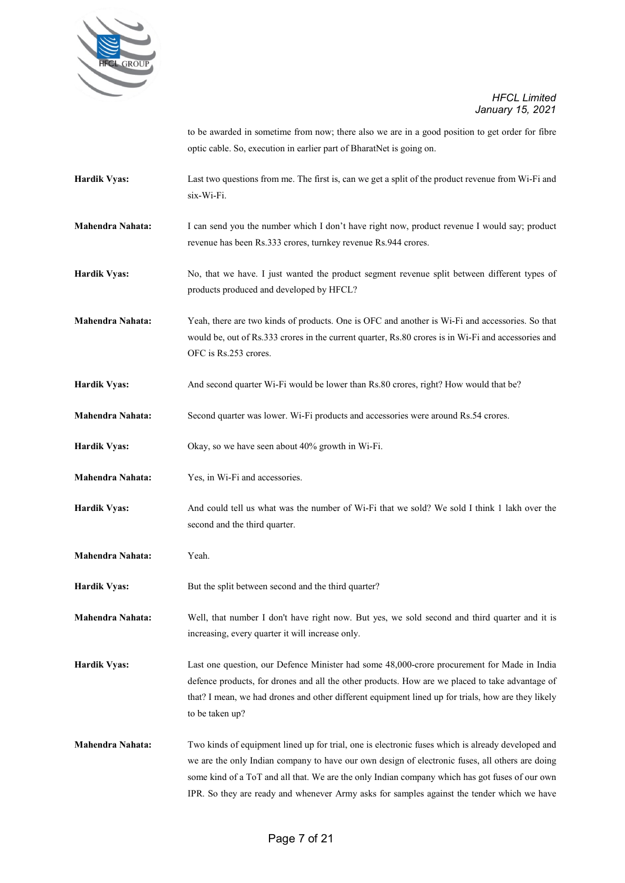to be awarded in sometime from now; there also we are in a good position to get order for fibre optic cable. So, execution in earlier part of BharatNet is going on.

**Hardik Vyas:** Last two questions from me. The first is, can we get a split of the product revenue from Wi-Fi and six-Wi-Fi.

**Mahendra Nahata:** I can send you the number which I don't have right now, product revenue I would say; product revenue has been Rs.333 crores, turnkey revenue Rs.944 crores.

**Hardik Vyas:** No, that we have. I just wanted the product segment revenue split between different types of products produced and developed by HFCL?

**Mahendra Nahata:** Yeah, there are two kinds of products. One is OFC and another is Wi-Fi and accessories. So that would be, out of Rs.333 crores in the current quarter, Rs.80 crores is in Wi-Fi and accessories and OFC is Rs.253 crores.

**Hardik Vyas:** And second quarter Wi-Fi would be lower than Rs.80 crores, right? How would that be?

**Mahendra Nahata:** Second quarter was lower. Wi-Fi products and accessories were around Rs.54 crores.

**Hardik Vyas:** Okay, so we have seen about 40% growth in Wi-Fi.

**Mahendra Nahata:** Yes, in Wi-Fi and accessories.

**Hardik Vyas:** And could tell us what was the number of Wi-Fi that we sold? We sold I think 1 lakh over the second and the third quarter.

**Mahendra Nahata:** Yeah.

**Hardik Vyas:** But the split between second and the third quarter?

**Mahendra Nahata:** Well, that number I don't have right now. But yes, we sold second and third quarter and it is increasing, every quarter it will increase only.

**Hardik Vyas:** Last one question, our Defence Minister had some 48,000-crore procurement for Made in India defence products, for drones and all the other products. How are we placed to take advantage of that? I mean, we had drones and other different equipment lined up for trials, how are they likely to be taken up?

**Mahendra Nahata:** Two kinds of equipment lined up for trial, one is electronic fuses which is already developed and we are the only Indian company to have our own design of electronic fuses, all others are doing some kind of a ToT and all that. We are the only Indian company which has got fuses of our own IPR. So they are ready and whenever Army asks for samples against the tender which we have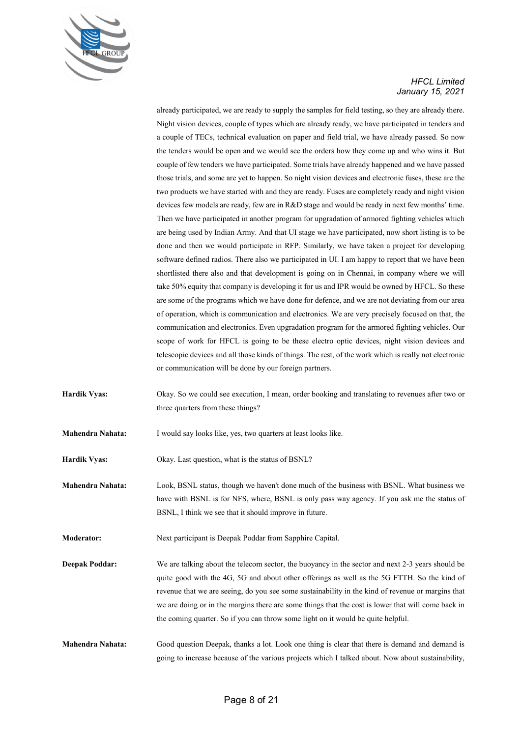already participated, we are ready to supply the samples for field testing, so they are already there. Night vision devices, couple of types which are already ready, we have participated in tenders and a couple of TECs, technical evaluation on paper and field trial, we have already passed. So now the tenders would be open and we would see the orders how they come up and who wins it. But couple of few tenders we have participated. Some trials have already happened and we have passed those trials, and some are yet to happen. So night vision devices and electronic fuses, these are the two products we have started with and they are ready. Fuses are completely ready and night vision devices few models are ready, few are in R&D stage and would be ready in next few months' time. Then we have participated in another program for upgradation of armored fighting vehicles which are being used by Indian Army. And that UI stage we have participated, now short listing is to be done and then we would participate in RFP. Similarly, we have taken a project for developing software defined radios. There also we participated in UI. I am happy to report that we have been shortlisted there also and that development is going on in Chennai, in company where we will take 50% equity that company is developing it for us and IPR would be owned by HFCL. So these are some of the programs which we have done for defence, and we are not deviating from our area of operation, which is communication and electronics. We are very precisely focused on that, the communication and electronics. Even upgradation program for the armored fighting vehicles. Our scope of work for HFCL is going to be these electro optic devices, night vision devices and telescopic devices and all those kinds of things. The rest, of the work which is really not electronic or communication will be done by our foreign partners.

**Hardik Vyas:** Okay. So we could see execution, I mean, order booking and translating to revenues after two or three quarters from these things?

**Mahendra Nahata:** I would say looks like, yes, two quarters at least looks like.

**Hardik Vyas:** Okay. Last question, what is the status of BSNL?

**Mahendra Nahata:** Look, BSNL status, though we haven't done much of the business with BSNL. What business we have with BSNL is for NFS, where, BSNL is only pass way agency. If you ask me the status of BSNL, I think we see that it should improve in future.

**Moderator:** Next participant is Deepak Poddar from Sapphire Capital.

**Deepak Poddar:** We are talking about the telecom sector, the buoyancy in the sector and next 2-3 years should be quite good with the 4G, 5G and about other offerings as well as the 5G FTTH. So the kind of revenue that we are seeing, do you see some sustainability in the kind of revenue or margins that we are doing or in the margins there are some things that the cost is lower that will come back in the coming quarter. So if you can throw some light on it would be quite helpful.

**Mahendra Nahata:** Good question Deepak, thanks a lot. Look one thing is clear that there is demand and demand is going to increase because of the various projects which I talked about. Now about sustainability,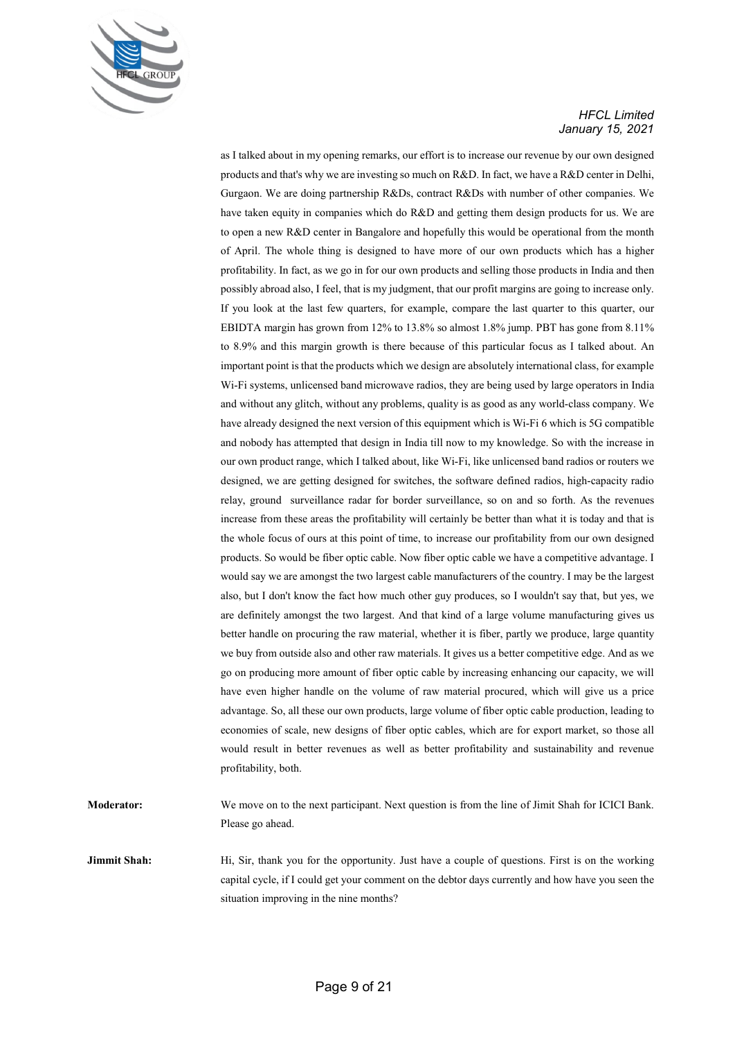as I talked about in my opening remarks, our effort is to increase our revenue by our own designed products and that's why we are investing so much on R&D. In fact, we have a R&D center in Delhi, Gurgaon. We are doing partnership R&Ds, contract R&Ds with number of other companies. We have taken equity in companies which do R&D and getting them design products for us. We are to open a new R&D center in Bangalore and hopefully this would be operational from the month of April. The whole thing is designed to have more of our own products which has a higher profitability. In fact, as we go in for our own products and selling those products in India and then possibly abroad also, I feel, that is my judgment, that our profit margins are going to increase only. If you look at the last few quarters, for example, compare the last quarter to this quarter, our EBIDTA margin has grown from 12% to 13.8% so almost 1.8% jump. PBT has gone from 8.11% to 8.9% and this margin growth is there because of this particular focus as I talked about. An important point is that the products which we design are absolutely international class, for example Wi-Fi systems, unlicensed band microwave radios, they are being used by large operators in India and without any glitch, without any problems, quality is as good as any world-class company. We have already designed the next version of this equipment which is Wi-Fi 6 which is 5G compatible and nobody has attempted that design in India till now to my knowledge. So with the increase in our own product range, which I talked about, like Wi-Fi, like unlicensed band radios or routers we designed, we are getting designed for switches, the software defined radios, high-capacity radio relay, ground surveillance radar for border surveillance, so on and so forth. As the revenues increase from these areas the profitability will certainly be better than what it is today and that is the whole focus of ours at this point of time, to increase our profitability from our own designed products. So would be fiber optic cable. Now fiber optic cable we have a competitive advantage. I would say we are amongst the two largest cable manufacturers of the country. I may be the largest also, but I don't know the fact how much other guy produces, so I wouldn't say that, but yes, we are definitely amongst the two largest. And that kind of a large volume manufacturing gives us better handle on procuring the raw material, whether it is fiber, partly we produce, large quantity we buy from outside also and other raw materials. It gives us a better competitive edge. And as we go on producing more amount of fiber optic cable by increasing enhancing our capacity, we will have even higher handle on the volume of raw material procured, which will give us a price advantage. So, all these our own products, large volume of fiber optic cable production, leading to economies of scale, new designs of fiber optic cables, which are for export market, so those all would result in better revenues as well as better profitability and sustainability and revenue profitability, both.

**Moderator:** We move on to the next participant. Next question is from the line of Jimit Shah for ICICI Bank. Please go ahead.

**Jimmit Shah:** Hi, Sir, thank you for the opportunity. Just have a couple of questions. First is on the working capital cycle, if I could get your comment on the debtor days currently and how have you seen the situation improving in the nine months?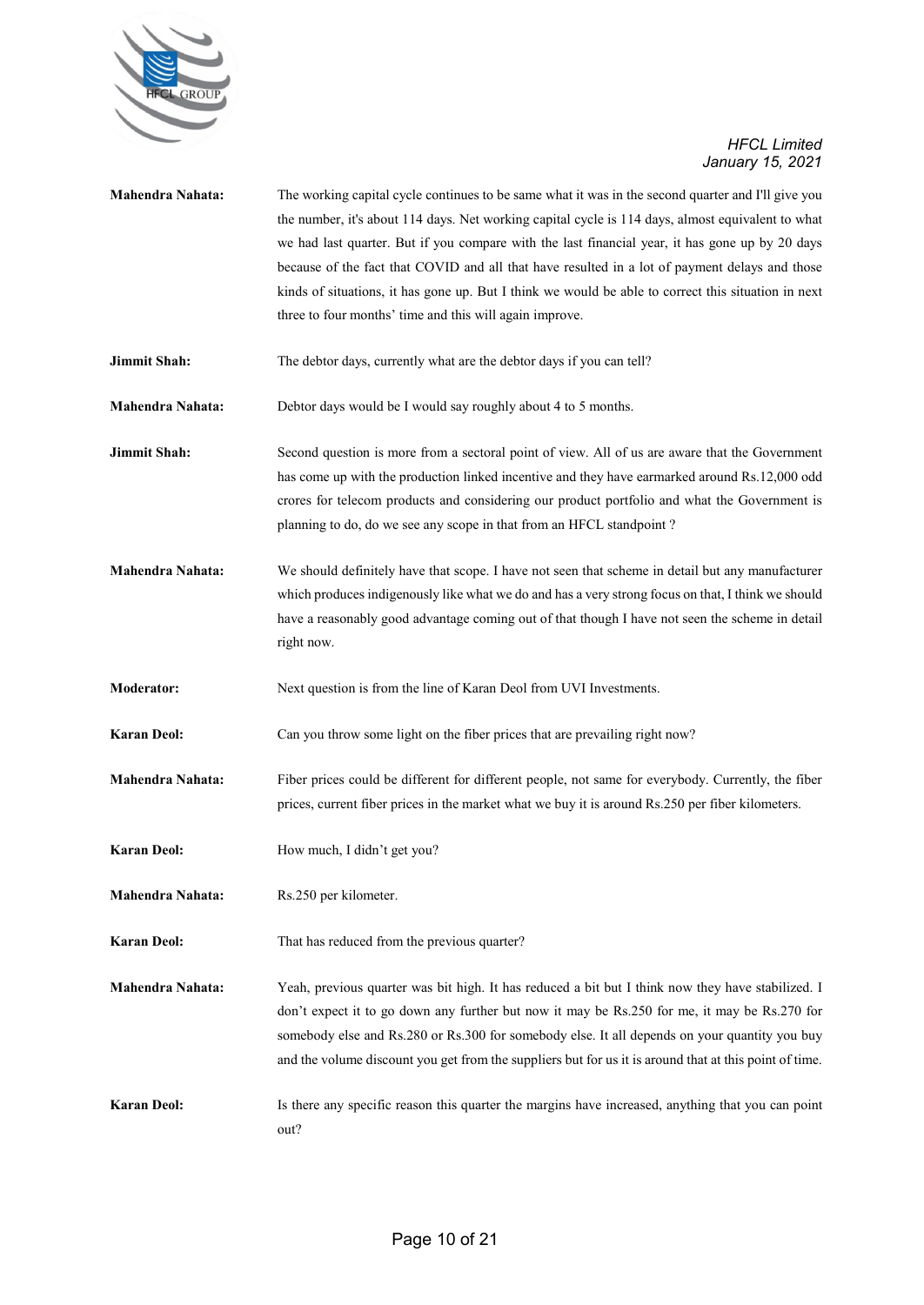**Mahendra Nahata:** The working capital cycle continues to be same what it was in the second quarter and I'll give you the number, it's about 114 days. Net working capital cycle is 114 days, almost equivalent to what we had last quarter. But if you compare with the last financial year, it has gone up by 20 days because of the fact that COVID and all that have resulted in a lot of payment delays and those kinds of situations, it has gone up. But I think we would be able to correct this situation in next three to four months' time and this will again improve.

**Jimmit Shah:** The debtor days, currently what are the debtor days if you can tell?

**Mahendra Nahata:** Debtor days would be I would say roughly about 4 to 5 months.

**Jimmit Shah:** Second question is more from a sectoral point of view. All of us are aware that the Government has come up with the production linked incentive and they have earmarked around Rs.12,000 odd crores for telecom products and considering our product portfolio and what the Government is planning to do, do we see any scope in that from an HFCL standpoint ?

**Mahendra Nahata:** We should definitely have that scope. I have not seen that scheme in detail but any manufacturer which produces indigenously like what we do and has a very strong focus on that, I think we should have a reasonably good advantage coming out of that though I have not seen the scheme in detail right now.

**Moderator:** Next question is from the line of Karan Deol from UVI Investments.

**Karan Deol:** Can you throw some light on the fiber prices that are prevailing right now?

**Mahendra Nahata:** Fiber prices could be different for different people, not same for everybody. Currently, the fiber prices, current fiber prices in the market what we buy it is around Rs.250 per fiber kilometers.

**Karan Deol:** How much, I didn't get you?

**Mahendra Nahata:** Rs.250 per kilometer.

**Karan Deol:** That has reduced from the previous quarter?

**Mahendra Nahata:** Yeah, previous quarter was bit high. It has reduced a bit but I think now they have stabilized. I don't expect it to go down any further but now it may be Rs.250 for me, it may be Rs.270 for somebody else and Rs.280 or Rs.300 for somebody else. It all depends on your quantity you buy and the volume discount you get from the suppliers but for us it is around that at this point of time.

**Karan Deol:** Is there any specific reason this quarter the margins have increased, anything that you can point out?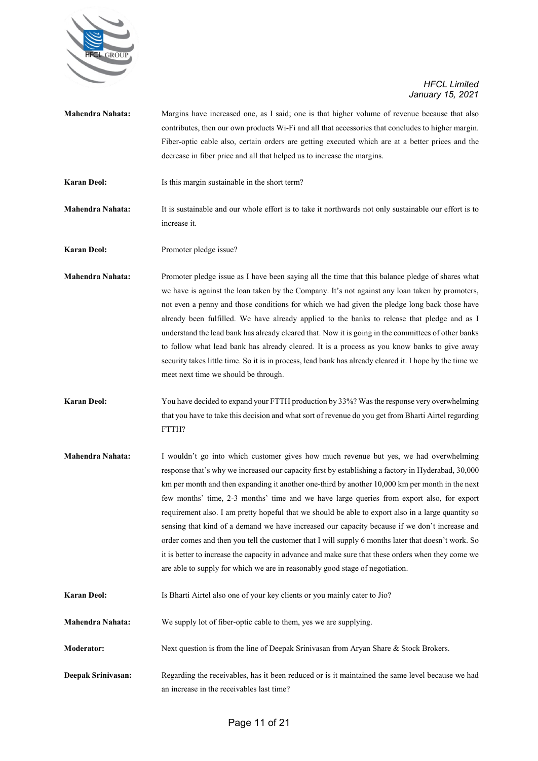**Mahendra Nahata:** Margins have increased one, as I said; one is that higher volume of revenue because that also contributes, then our own products Wi-Fi and all that accessories that concludes to higher margin. Fiber-optic cable also, certain orders are getting executed which are at a better prices and the decrease in fiber price and all that helped us to increase the margins.

**Karan Deol:** Is this margin sustainable in the short term?

**Mahendra Nahata:** It is sustainable and our whole effort is to take it northwards not only sustainable our effort is to increase it.

**Karan Deol:** Promoter pledge issue?

**Mahendra Nahata:** Promoter pledge issue as I have been saying all the time that this balance pledge of shares what we have is against the loan taken by the Company. It's not against any loan taken by promoters, not even a penny and those conditions for which we had given the pledge long back those have already been fulfilled. We have already applied to the banks to release that pledge and as I understand the lead bank has already cleared that. Now it is going in the committees of other banks to follow what lead bank has already cleared. It is a process as you know banks to give away security takes little time. So it is in process, lead bank has already cleared it. I hope by the time we meet next time we should be through.

**Karan Deol:** You have decided to expand your FTTH production by 33%? Was the response very overwhelming that you have to take this decision and what sort of revenue do you get from Bharti Airtel regarding FTTH?

**Mahendra Nahata:** I wouldn't go into which customer gives how much revenue but yes, we had overwhelming response that's why we increased our capacity first by establishing a factory in Hyderabad, 30,000 km per month and then expanding it another one-third by another 10,000 km per month in the next few months' time, 2-3 months' time and we have large queries from export also, for export requirement also. I am pretty hopeful that we should be able to export also in a large quantity so sensing that kind of a demand we have increased our capacity because if we don't increase and order comes and then you tell the customer that I will supply 6 months later that doesn't work. So it is better to increase the capacity in advance and make sure that these orders when they come we are able to supply for which we are in reasonably good stage of negotiation.

**Karan Deol:** Is Bharti Airtel also one of your key clients or you mainly cater to Jio?

**Mahendra Nahata:** We supply lot of fiber-optic cable to them, yes we are supplying.

**Moderator:** Next question is from the line of Deepak Srinivasan from Aryan Share & Stock Brokers.

**Deepak Srinivasan:** Regarding the receivables, has it been reduced or is it maintained the same level because we had an increase in the receivables last time?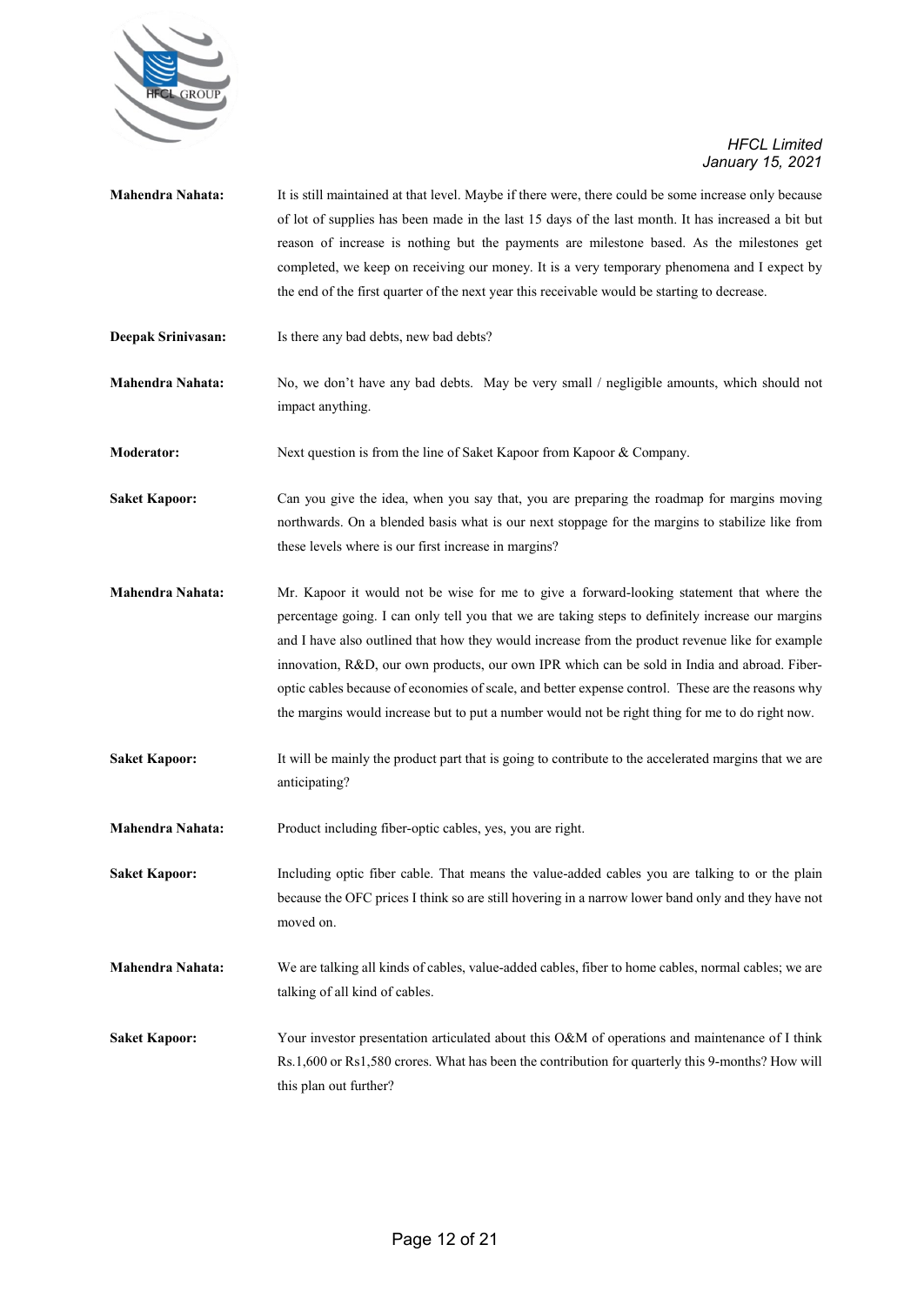**Mahendra Nahata:** It is still maintained at that level. Maybe if there were, there could be some increase only because of lot of supplies has been made in the last 15 days of the last month. It has increased a bit but reason of increase is nothing but the payments are milestone based. As the milestones get completed, we keep on receiving our money. It is a very temporary phenomena and I expect by the end of the first quarter of the next year this receivable would be starting to decrease.

**Deepak Srinivasan:** Is there any bad debts, new bad debts?

**Mahendra Nahata:** No, we don't have any bad debts. May be very small / negligible amounts, which should not impact anything.

**Moderator:** Next question is from the line of Saket Kapoor from Kapoor & Company.

**Saket Kapoor:** Can you give the idea, when you say that, you are preparing the roadmap for margins moving northwards. On a blended basis what is our next stoppage for the margins to stabilize like from these levels where is our first increase in margins?

**Mahendra Nahata:** Mr. Kapoor it would not be wise for me to give a forward-looking statement that where the percentage going. I can only tell you that we are taking steps to definitely increase our margins and I have also outlined that how they would increase from the product revenue like for example innovation, R&D, our own products, our own IPR which can be sold in India and abroad. Fiber-optic cables because of economies of scale, and better expense control. These are the reasons why the margins would increase but to put a number would not be right thing for me to do right now.

**Saket Kapoor:** It will be mainly the product part that is going to contribute to the accelerated margins that we are anticipating?

**Mahendra Nahata:** Product including fiber-optic cables, yes, you are right.

**Saket Kapoor:** Including optic fiber cable. That means the value-added cables you are talking to or the plain because the OFC prices I think so are still hovering in a narrow lower band only and they have not moved on.

**Mahendra Nahata:** We are talking all kinds of cables, value-added cables, fiber to home cables, normal cables; we are talking of all kind of cables.

**Saket Kapoor:** Your investor presentation articulated about this O&M of operations and maintenance of I think Rs.1,600 or Rs1,580 crores. What has been the contribution for quarterly this 9-months? How will this plan out further?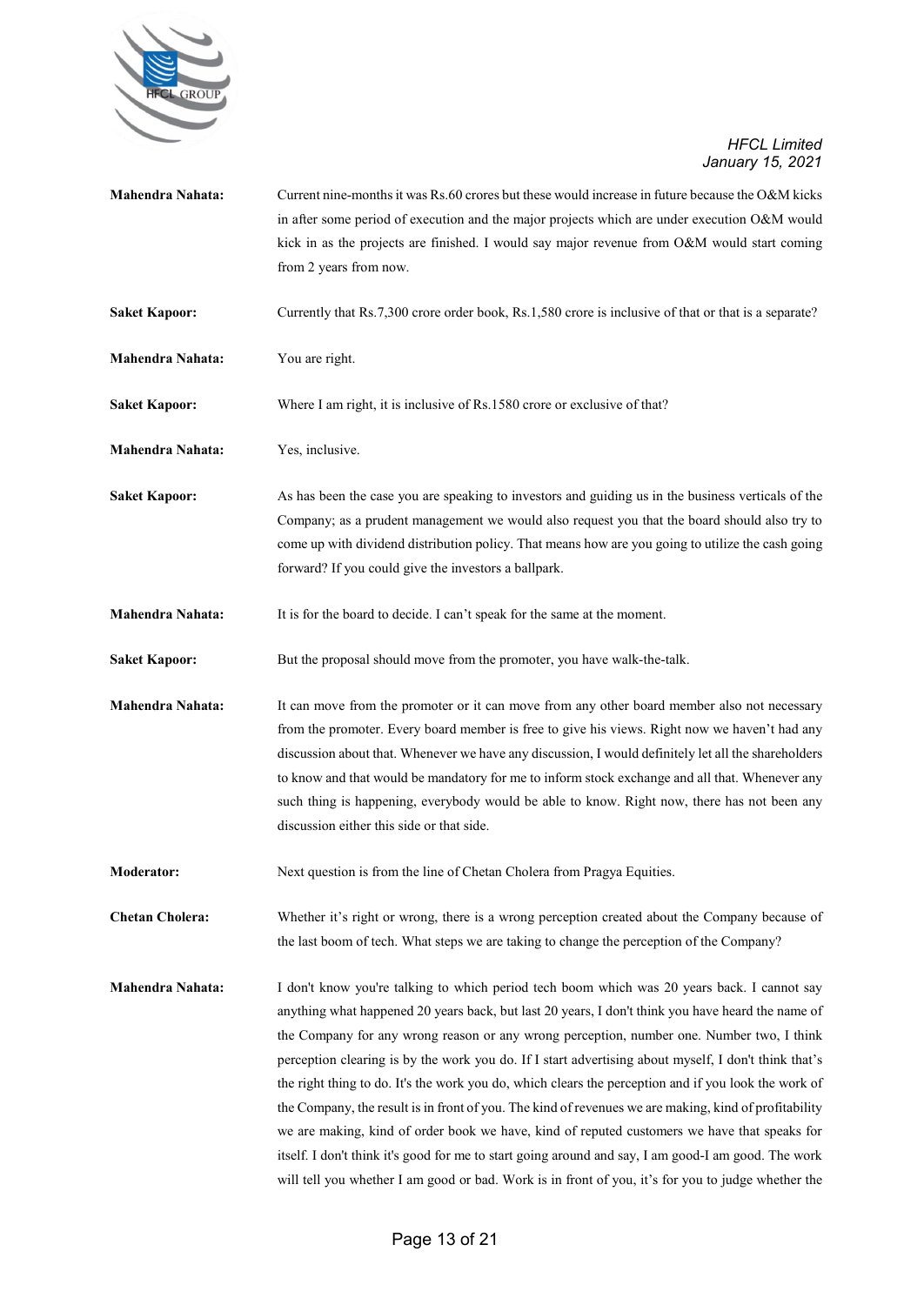**Mahendra Nahata:** Current nine-months it was Rs.60 crores but these would increase in future because the O&M kicks in after some period of execution and the major projects which are under execution O&M would kick in as the projects are finished. I would say major revenue from O&M would start coming from 2 years from now.

**Saket Kapoor:** Currently that Rs.7,300 crore order book, Rs.1,580 crore is inclusive of that or that is a separate?

**Mahendra Nahata:** You are right.

**Saket Kapoor:** Where I am right, it is inclusive of Rs.1580 crore or exclusive of that?

**Mahendra Nahata:** Yes, inclusive.

**Saket Kapoor:** As has been the case you are speaking to investors and guiding us in the business verticals of the Company; as a prudent management we would also request you that the board should also try to come up with dividend distribution policy. That means how are you going to utilize the cash going forward? If you could give the investors a ballpark.

**Mahendra Nahata:** It is for the board to decide. I can't speak for the same at the moment.

**Saket Kapoor:** But the proposal should move from the promoter, you have walk-the-talk.

**Mahendra Nahata:** It can move from the promoter or it can move from any other board member also not necessary from the promoter. Every board member is free to give his views. Right now we haven't had any discussion about that. Whenever we have any discussion, I would definitely let all the shareholders to know and that would be mandatory for me to inform stock exchange and all that. Whenever any such thing is happening, everybody would be able to know. Right now, there has not been any discussion either this side or that side.

**Moderator:** Next question is from the line of Chetan Cholera from Pragya Equities.

**Chetan Cholera:** Whether it's right or wrong, there is a wrong perception created about the Company because of the last boom of tech. What steps we are taking to change the perception of the Company?

**Mahendra Nahata:** I don't know you're talking to which period tech boom which was 20 years back. I cannot say anything what happened 20 years back, but last 20 years, I don't think you have heard the name of the Company for any wrong reason or any wrong perception, number one. Number two, I think perception clearing is by the work you do. If I start advertising about myself, I don't think that's the right thing to do. It's the work you do, which clears the perception and if you look the work of the Company, the result is in front of you. The kind of revenues we are making, kind of profitability we are making, kind of order book we have, kind of reputed customers we have that speaks for itself. I don't think it's good for me to start going around and say, I am good-I am good. The work will tell you whether I am good or bad. Work is in front of you, it's for you to judge whether the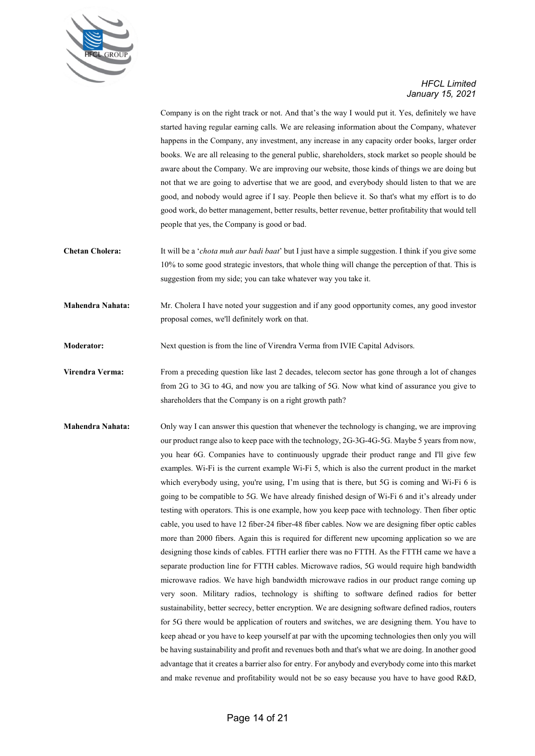Company is on the right track or not. And that's the way I would put it. Yes, definitely we have started having regular earning calls. We are releasing information about the Company, whatever happens in the Company, any investment, any increase in any capacity order books, larger order books. We are all releasing to the general public, shareholders, stock market so people should be aware about the Company. We are improving our website, those kinds of things we are doing but not that we are going to advertise that we are good, and everybody should listen to that we are good, and nobody would agree if I say. People then believe it. So that's what my effort is to do good work, do better management, better results, better revenue, better profitability that would tell people that yes, the Company is good or bad.

**Chetan Cholera:** It will be a '*chota muh aur badi baat*' but I just have a simple suggestion. I think if you give some 10% to some good strategic investors, that whole thing will change the perception of that. This is suggestion from my side; you can take whatever way you take it.

**Mahendra Nahata:** Mr. Cholera I have noted your suggestion and if any good opportunity comes, any good investor proposal comes, we'll definitely work on that.

**Moderator:** Next question is from the line of Virendra Verma from IVIE Capital Advisors.

**Virendra Verma:** From a preceding question like last 2 decades, telecom sector has gone through a lot of changes from 2G to 3G to 4G, and now you are talking of 5G. Now what kind of assurance you give to shareholders that the Company is on a right growth path?

**Mahendra Nahata:** Only way I can answer this question that whenever the technology is changing, we are improving our product range also to keep pace with the technology, 2G-3G-4G-5G. Maybe 5 years from now, you hear 6G. Companies have to continuously upgrade their product range and I'll give few examples. Wi-Fi is the current example Wi-Fi 5, which is also the current product in the market which everybody using, you're using, I'm using that is there, but 5G is coming and Wi-Fi 6 is going to be compatible to 5G. We have already finished design of Wi-Fi 6 and it's already under testing with operators. This is one example, how you keep pace with technology. Then fiber optic cable, you used to have 12 fiber-24 fiber-48 fiber cables. Now we are designing fiber optic cables more than 2000 fibers. Again this is required for different new upcoming application so we are designing those kinds of cables. FTTH earlier there was no FTTH. As the FTTH came we have a separate production line for FTTH cables. Microwave radios, 5G would require high bandwidth microwave radios. We have high bandwidth microwave radios in our product range coming up very soon. Military radios, technology is shifting to software defined radios for better sustainability, better secrecy, better encryption. We are designing software defined radios, routers for 5G there would be application of routers and switches, we are designing them. You have to keep ahead or you have to keep yourself at par with the upcoming technologies then only you will be having sustainability and profit and revenues both and that's what we are doing. In another good advantage that it creates a barrier also for entry. For anybody and everybody come into this market and make revenue and profitability would not be so easy because you have to have good R&D,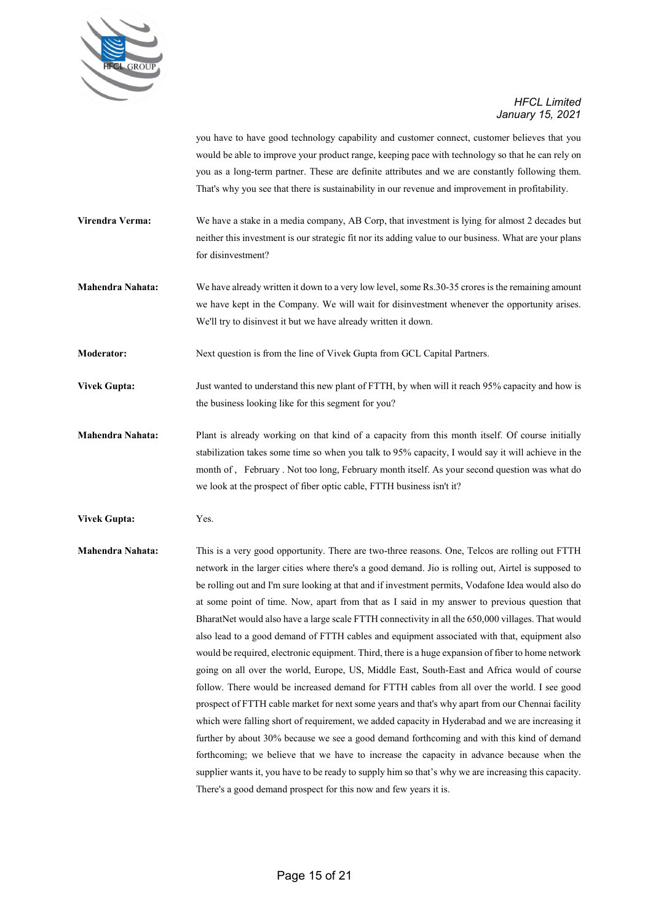you have to have good technology capability and customer connect, customer believes that you would be able to improve your product range, keeping pace with technology so that he can rely on you as a long-term partner. These are definite attributes and we are constantly following them. That's why you see that there is sustainability in our revenue and improvement in profitability.

**Virendra Verma:** We have a stake in a media company, AB Corp, that investment is lying for almost 2 decades but neither this investment is our strategic fit nor its adding value to our business. What are your plans for disinvestment?

**Mahendra Nahata:** We have already written it down to a very low level, some Rs.30-35 crores is the remaining amount we have kept in the Company. We will wait for disinvestment whenever the opportunity arises. We'll try to disinvest it but we have already written it down.

**Moderator:** Next question is from the line of Vivek Gupta from GCL Capital Partners.

**Vivek Gupta:** Just wanted to understand this new plant of FTTH, by when will it reach 95% capacity and how is the business looking like for this segment for you?

**Mahendra Nahata:** Plant is already working on that kind of a capacity from this month itself. Of course initially stabilization takes some time so when you talk to 95% capacity, I would say it will achieve in the month of , February . Not too long, February month itself. As your second question was what do we look at the prospect of fiber optic cable, FTTH business isn't it?

**Vivek Gupta:** Yes.

**Mahendra Nahata:** This is a very good opportunity. There are two-three reasons. One, Telcos are rolling out FTTH network in the larger cities where there's a good demand. Jio is rolling out, Airtel is supposed to be rolling out and I'm sure looking at that and if investment permits, Vodafone Idea would also do at some point of time. Now, apart from that as I said in my answer to previous question that BharatNet would also have a large scale FTTH connectivity in all the 650,000 villages. That would also lead to a good demand of FTTH cables and equipment associated with that, equipment also would be required, electronic equipment. Third, there is a huge expansion of fiber to home network going on all over the world, Europe, US, Middle East, South-East and Africa would of course follow. There would be increased demand for FTTH cables from all over the world. I see good prospect of FTTH cable market for next some years and that's why apart from our Chennai facility which were falling short of requirement, we added capacity in Hyderabad and we are increasing it further by about 30% because we see a good demand forthcoming and with this kind of demand forthcoming; we believe that we have to increase the capacity in advance because when the supplier wants it, you have to be ready to supply him so that's why we are increasing this capacity. There's a good demand prospect for this now and few years it is.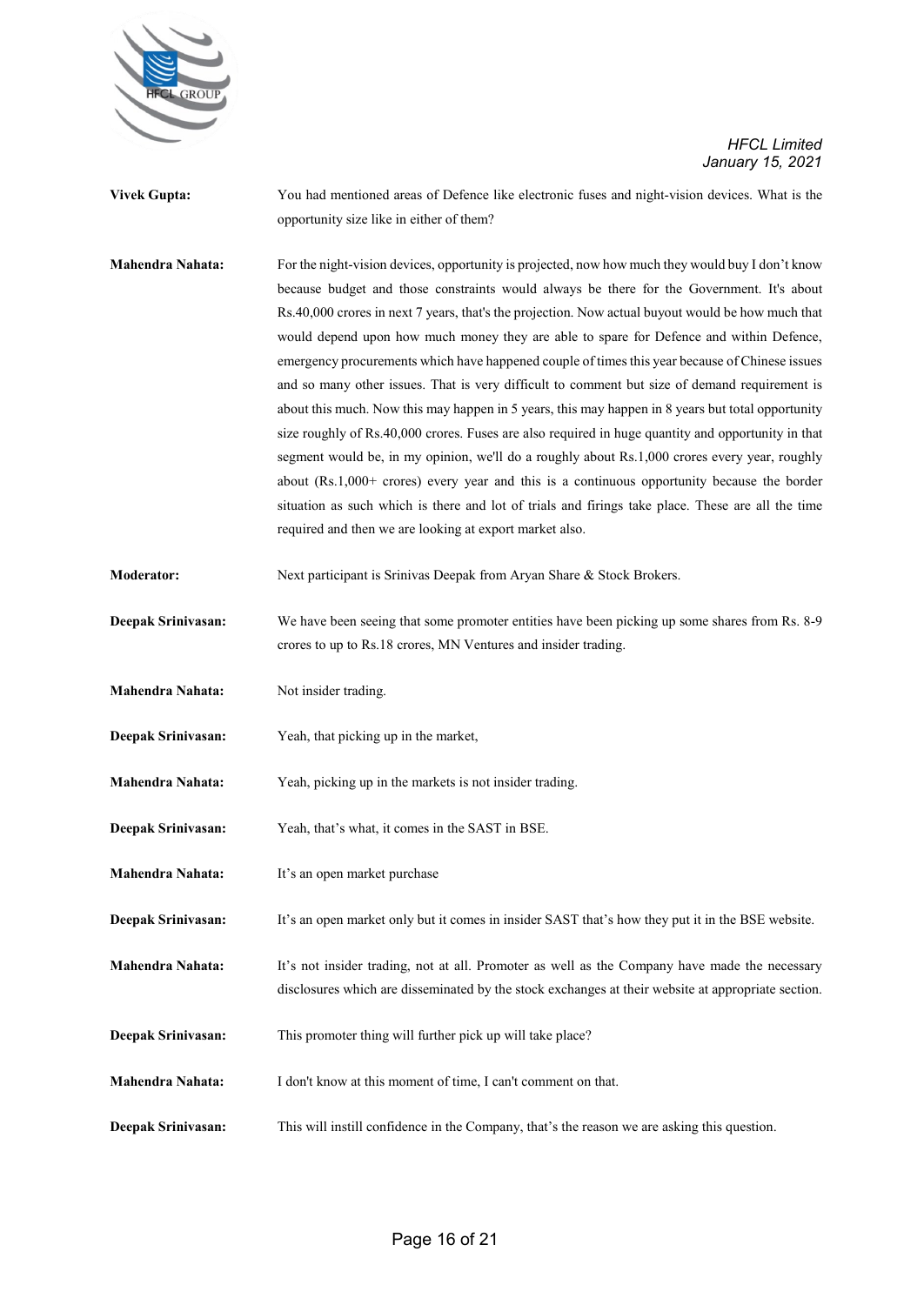**Vivek Gupta:** You had mentioned areas of Defence like electronic fuses and night-vision devices. What is the opportunity size like in either of them?

**Mahendra Nahata:** For the night-vision devices, opportunity is projected, now how much they would buy I don't know because budget and those constraints would always be there for the Government. It's about Rs.40,000 crores in next 7 years, that's the projection. Now actual buyout would be how much that would depend upon how much money they are able to spare for Defence and within Defence, emergency procurements which have happened couple of times this year because of Chinese issues and so many other issues. That is very difficult to comment but size of demand requirement is about this much. Now this may happen in 5 years, this may happen in 8 years but total opportunity size roughly of Rs.40,000 crores. Fuses are also required in huge quantity and opportunity in that segment would be, in my opinion, we'll do a roughly about Rs.1,000 crores every year, roughly about (Rs.1,000+ crores) every year and this is a continuous opportunity because the border situation as such which is there and lot of trials and firings take place. These are all the time required and then we are looking at export market also.

**Moderator:** Next participant is Srinivas Deepak from Aryan Share & Stock Brokers.

**Deepak Srinivasan:** We have been seeing that some promoter entities have been picking up some shares from Rs. 8-9 crores to up to Rs.18 crores, MN Ventures and insider trading.

**Mahendra Nahata:** Not insider trading.

**Deepak Srinivasan:** Yeah, that picking up in the market,

**Mahendra Nahata:** Yeah, picking up in the markets is not insider trading.

**Deepak Srinivasan:** Yeah, that's what, it comes in the SAST in BSE.

**Mahendra Nahata:** It's an open market purchase

**Deepak Srinivasan:** It's an open market only but it comes in insider SAST that's how they put it in the BSE website.

**Mahendra Nahata:** It's not insider trading, not at all. Promoter as well as the Company have made the necessary disclosures which are disseminated by the stock exchanges at their website at appropriate section.

**Deepak Srinivasan:** This promoter thing will further pick up will take place?

**Mahendra Nahata:** I don't know at this moment of time, I can't comment on that.

**Deepak Srinivasan:** This will instill confidence in the Company, that's the reason we are asking this question.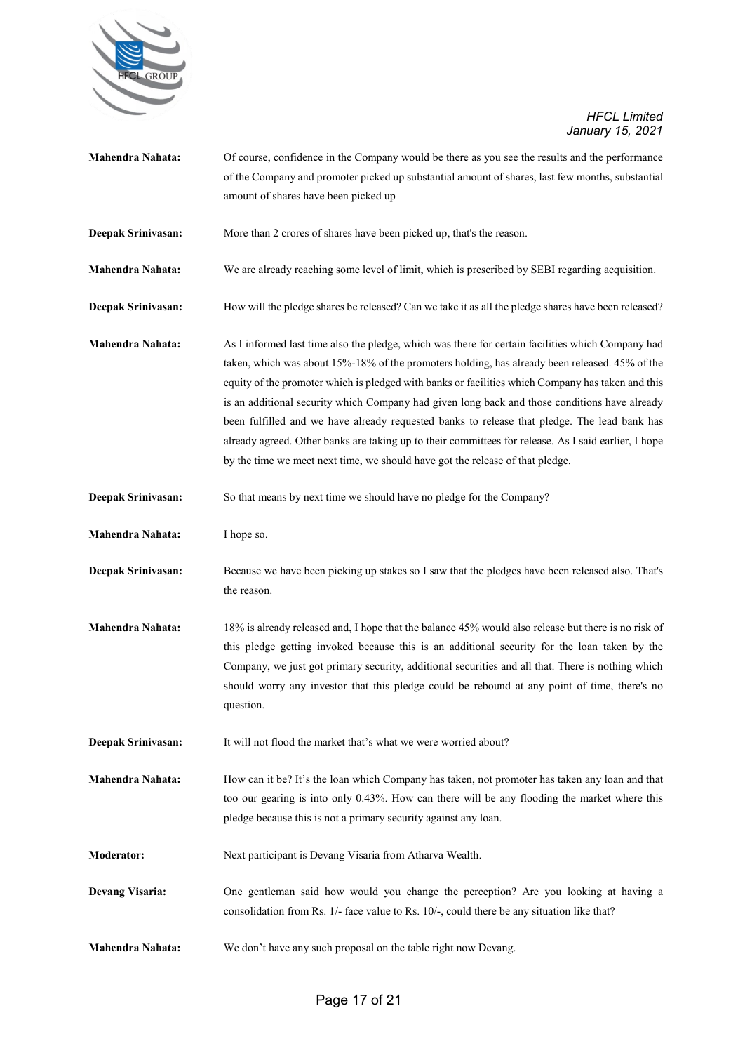**Mahendra Nahata:** Of course, confidence in the Company would be there as you see the results and the performance of the Company and promoter picked up substantial amount of shares, last few months, substantial amount of shares have been picked up

**Deepak Srinivasan:** More than 2 crores of shares have been picked up, that's the reason.

**Mahendra Nahata:** We are already reaching some level of limit, which is prescribed by SEBI regarding acquisition.

**Deepak Srinivasan:** How will the pledge shares be released? Can we take it as all the pledge shares have been released?

**Mahendra Nahata:** As I informed last time also the pledge, which was there for certain facilities which Company had taken, which was about 15%-18% of the promoters holding, has already been released. 45% of the equity of the promoter which is pledged with banks or facilities which Company has taken and this is an additional security which Company had given long back and those conditions have already been fulfilled and we have already requested banks to release that pledge. The lead bank has already agreed. Other banks are taking up to their committees for release. As I said earlier, I hope by the time we meet next time, we should have got the release of that pledge.

**Deepak Srinivasan:** So that means by next time we should have no pledge for the Company?

**Mahendra Nahata:** I hope so.

**Deepak Srinivasan:** Because we have been picking up stakes so I saw that the pledges have been released also. That's the reason.

**Mahendra Nahata:** 18% is already released and, I hope that the balance 45% would also release but there is no risk of this pledge getting invoked because this is an additional security for the loan taken by the Company, we just got primary security, additional securities and all that. There is nothing which should worry any investor that this pledge could be rebound at any point of time, there's no question.

**Deepak Srinivasan:** It will not flood the market that's what we were worried about?

**Mahendra Nahata:** How can it be? It's the loan which Company has taken, not promoter has taken any loan and that too our gearing is into only 0.43%. How can there will be any flooding the market where this pledge because this is not a primary security against any loan.

**Moderator:** Next participant is Devang Visaria from Atharva Wealth.

**Devang Visaria:** One gentleman said how would you change the perception? Are you looking at having a consolidation from Rs. 1/- face value to Rs. 10/-, could there be any situation like that?

**Mahendra Nahata:** We don't have any such proposal on the table right now Devang.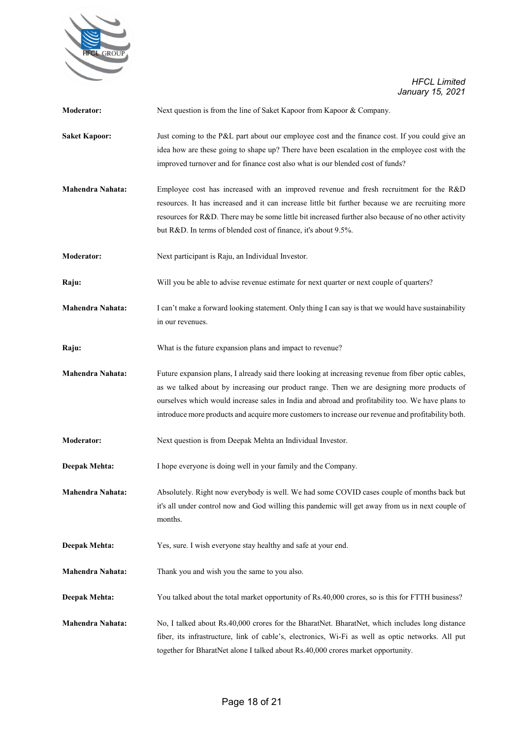**Moderator:** Next question is from the line of Saket Kapoor from Kapoor & Company.

**Saket Kapoor:** Just coming to the P&L part about our employee cost and the finance cost. If you could give an idea how are these going to shape up? There have been escalation in the employee cost with the improved turnover and for finance cost also what is our blended cost of funds?

**Mahendra Nahata:** Employee cost has increased with an improved revenue and fresh recruitment for the R&D resources. It has increased and it can increase little bit further because we are recruiting more resources for R&D. There may be some little bit increased further also because of no other activity but R&D. In terms of blended cost of finance, it's about 9.5%.

**Moderator:** Next participant is Raju, an Individual Investor.

**Raju:** Will you be able to advise revenue estimate for next quarter or next couple of quarters?

**Mahendra Nahata:** I can't make a forward looking statement. Only thing I can say is that we would have sustainability in our revenues.

**Raju:** What is the future expansion plans and impact to revenue?

**Mahendra Nahata:** Future expansion plans, I already said there looking at increasing revenue from fiber optic cables, as we talked about by increasing our product range. Then we are designing more products of ourselves which would increase sales in India and abroad and profitability too. We have plans to introduce more products and acquire more customers to increase our revenue and profitability both.

**Moderator:** Next question is from Deepak Mehta an Individual Investor.

**Deepak Mehta:** I hope everyone is doing well in your family and the Company.

**Mahendra Nahata:** Absolutely. Right now everybody is well. We had some COVID cases couple of months back but it's all under control now and God willing this pandemic will get away from us in next couple of months.

**Deepak Mehta:** Yes, sure. I wish everyone stay healthy and safe at your end.

**Mahendra Nahata:** Thank you and wish you the same to you also.

**Deepak Mehta:** You talked about the total market opportunity of Rs.40,000 crores, so is this for FTTH business?

**Mahendra Nahata:** No, I talked about Rs.40,000 crores for the BharatNet. BharatNet, which includes long distance fiber, its infrastructure, link of cable's, electronics, Wi-Fi as well as optic networks. All put together for BharatNet alone I talked about Rs.40,000 crores market opportunity.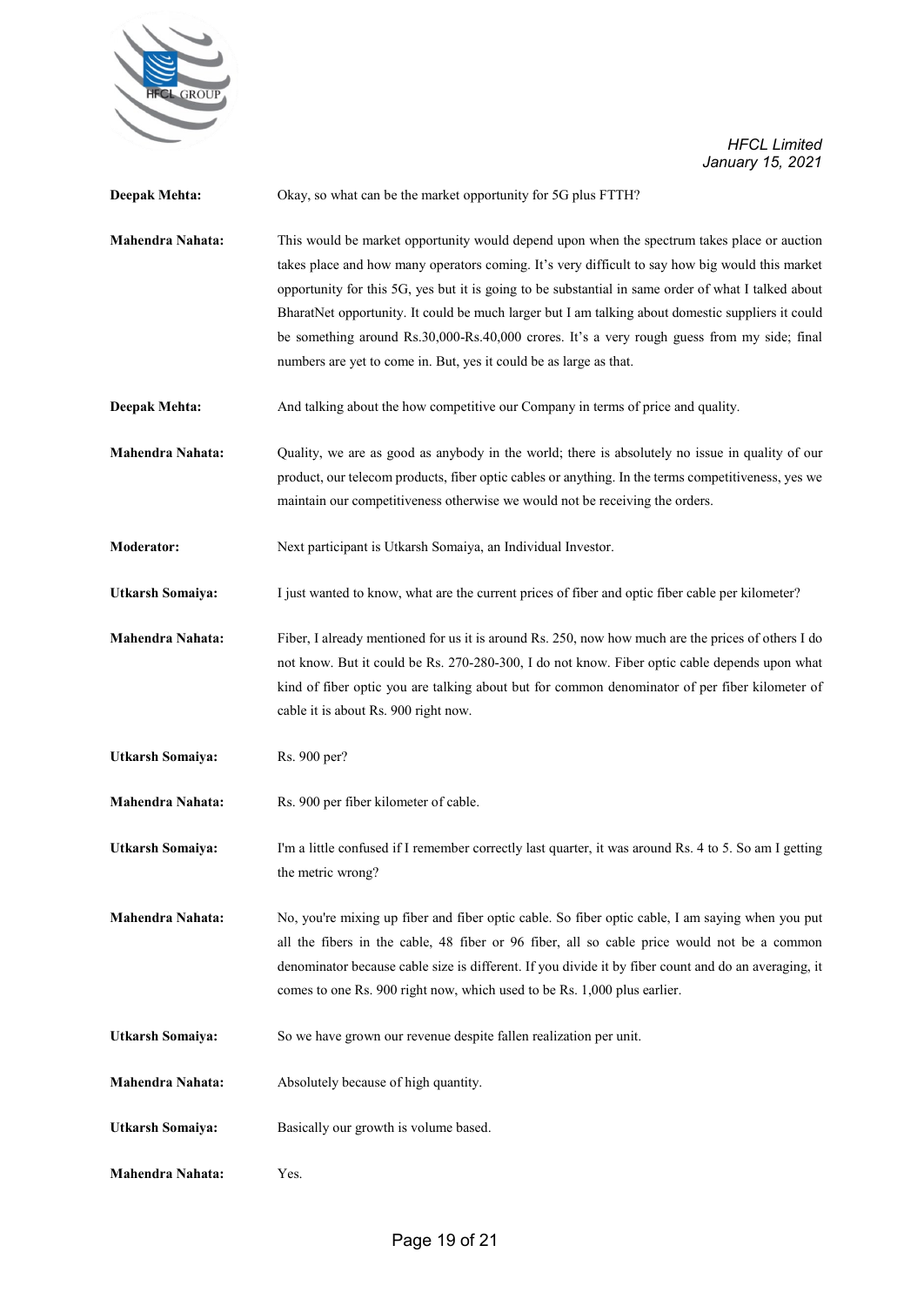**Deepak Mehta:** Okay, so what can be the market opportunity for 5G plus FTTH?

**Mahendra Nahata:** This would be market opportunity would depend upon when the spectrum takes place or auction takes place and how many operators coming. It's very difficult to say how big would this market opportunity for this 5G, yes but it is going to be substantial in same order of what I talked about BharatNet opportunity. It could be much larger but I am talking about domestic suppliers it could be something around Rs.30,000-Rs.40,000 crores. It's a very rough guess from my side; final numbers are yet to come in. But, yes it could be as large as that.

**Deepak Mehta:** And talking about the how competitive our Company in terms of price and quality.

**Mahendra Nahata:** Quality, we are as good as anybody in the world; there is absolutely no issue in quality of our product, our telecom products, fiber optic cables or anything. In the terms competitiveness, yes we maintain our competitiveness otherwise we would not be receiving the orders.

**Moderator:** Next participant is Utkarsh Somaiya, an Individual Investor.

**Utkarsh Somaiya:** I just wanted to know, what are the current prices of fiber and optic fiber cable per kilometer?

**Mahendra Nahata:** Fiber, I already mentioned for us it is around Rs. 250, now how much are the prices of others I do not know. But it could be Rs. 270-280-300, I do not know. Fiber optic cable depends upon what kind of fiber optic you are talking about but for common denominator of per fiber kilometer of cable it is about Rs. 900 right now.

**Utkarsh Somaiya:** Rs. 900 per?

**Mahendra Nahata:** Rs. 900 per fiber kilometer of cable.

**Utkarsh Somaiya:** I'm a little confused if I remember correctly last quarter, it was around Rs. 4 to 5. So am I getting the metric wrong?

**Mahendra Nahata:** No, you're mixing up fiber and fiber optic cable. So fiber optic cable, I am saying when you put all the fibers in the cable, 48 fiber or 96 fiber, all so cable price would not be a common denominator because cable size is different. If you divide it by fiber count and do an averaging, it comes to one Rs. 900 right now, which used to be Rs. 1,000 plus earlier.

**Utkarsh Somaiya:** So we have grown our revenue despite fallen realization per unit.

**Mahendra Nahata:** Absolutely because of high quantity.

**Utkarsh Somaiya:** Basically our growth is volume based.

**Mahendra Nahata:** Yes.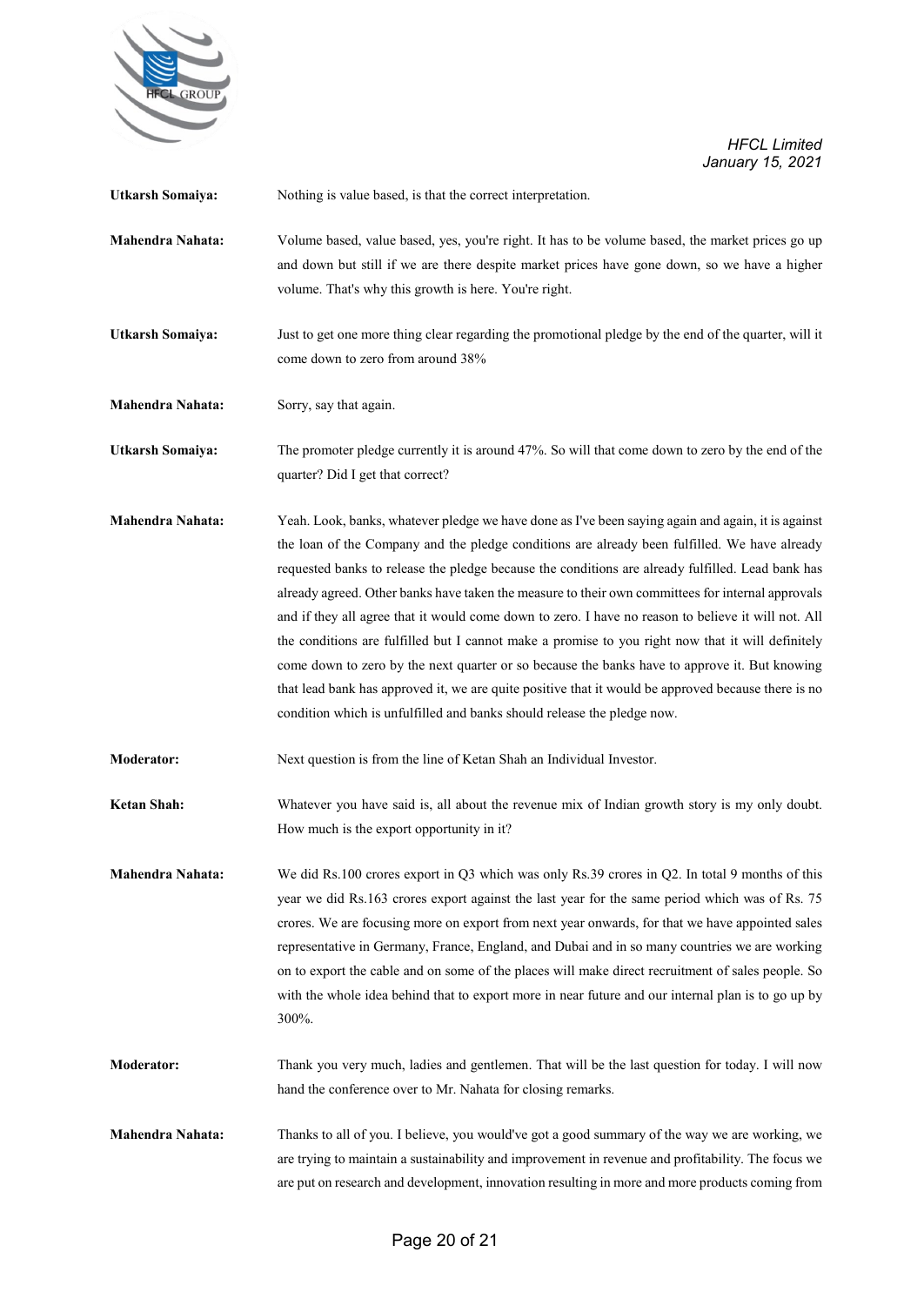**Utkarsh Somaiya:** Nothing is value based, is that the correct interpretation.

**Mahendra Nahata:** Volume based, value based, yes, you're right. It has to be volume based, the market prices go up and down but still if we are there despite market prices have gone down, so we have a higher volume. That's why this growth is here. You're right.

**Utkarsh Somaiya:** Just to get one more thing clear regarding the promotional pledge by the end of the quarter, will it come down to zero from around 38%

**Mahendra Nahata:** Sorry, say that again.

**Utkarsh Somaiya:** The promoter pledge currently it is around 47%. So will that come down to zero by the end of the quarter? Did I get that correct?

**Mahendra Nahata:** Yeah. Look, banks, whatever pledge we have done as I've been saying again and again, it is against the loan of the Company and the pledge conditions are already been fulfilled. We have already requested banks to release the pledge because the conditions are already fulfilled. Lead bank has already agreed. Other banks have taken the measure to their own committees for internal approvals and if they all agree that it would come down to zero. I have no reason to believe it will not. All the conditions are fulfilled but I cannot make a promise to you right now that it will definitely come down to zero by the next quarter or so because the banks have to approve it. But knowing that lead bank has approved it, we are quite positive that it would be approved because there is no condition which is unfulfilled and banks should release the pledge now.

**Moderator:** Next question is from the line of Ketan Shah an Individual Investor.

**Ketan Shah:** Whatever you have said is, all about the revenue mix of Indian growth story is my only doubt. How much is the export opportunity in it?

**Mahendra Nahata:** We did Rs.100 crores export in Q3 which was only Rs.39 crores in Q2. In total 9 months of this year we did Rs.163 crores export against the last year for the same period which was of Rs. 75 crores. We are focusing more on export from next year onwards, for that we have appointed sales representative in Germany, France, England, and Dubai and in so many countries we are working on to export the cable and on some of the places will make direct recruitment of sales people. So with the whole idea behind that to export more in near future and our internal plan is to go up by 300%.

**Moderator:** Thank you very much, ladies and gentlemen. That will be the last question for today. I will now hand the conference over to Mr. Nahata for closing remarks.

**Mahendra Nahata:** Thanks to all of you. I believe, you would've got a good summary of the way we are working, we are trying to maintain a sustainability and improvement in revenue and profitability. The focus we are put on research and development, innovation resulting in more and more products coming from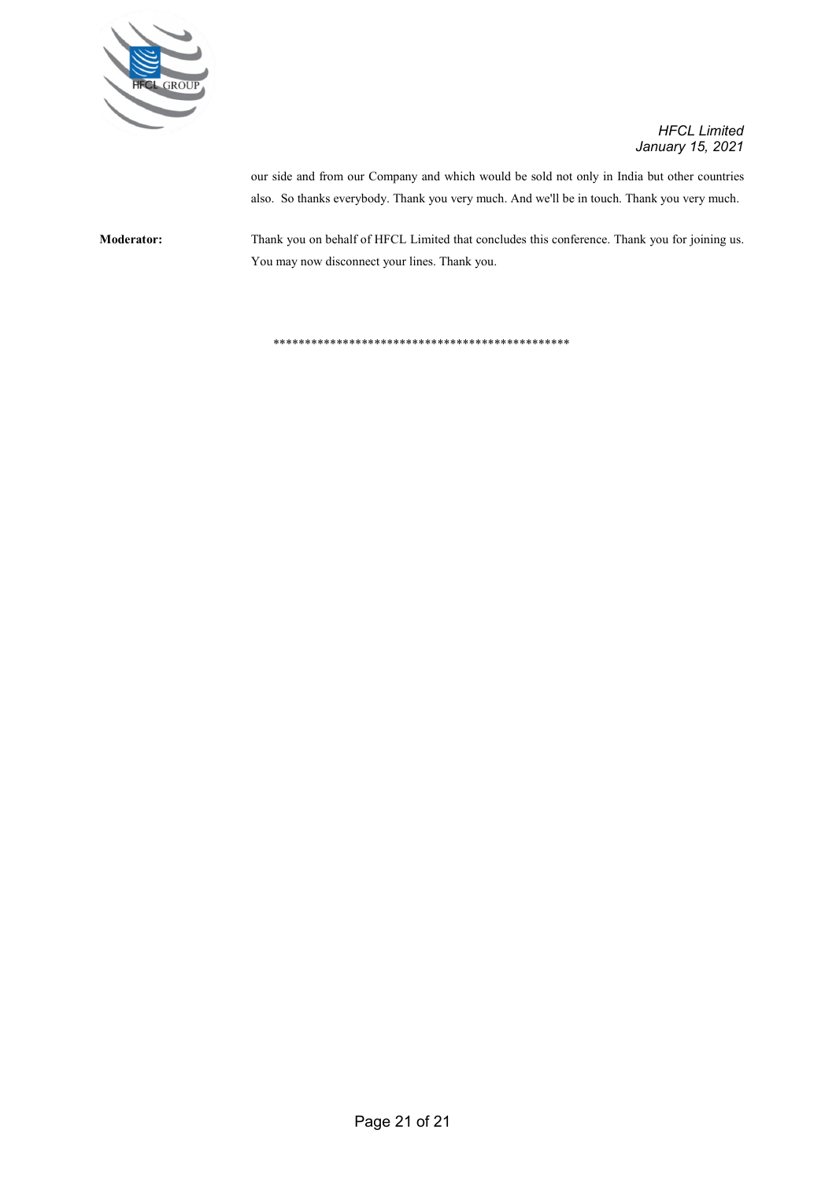our side and from our Company and which would be sold not only in India but other countries also. So thanks everybody. Thank you very much. And we'll be in touch. Thank you very much.

**Moderator:** Thank you on behalf of HFCL Limited that concludes this conference. Thank you for joining us. You may now disconnect your lines. Thank you.

\*\*\*\*\*\*\*\*\*\*\*\*\*\*\*\*\*\*\*\*\*\*\*\*\*\*\*\*\*\*\*\*\*\*\*\*\*\*\*\*\*\*\*\*\*\*\*\*